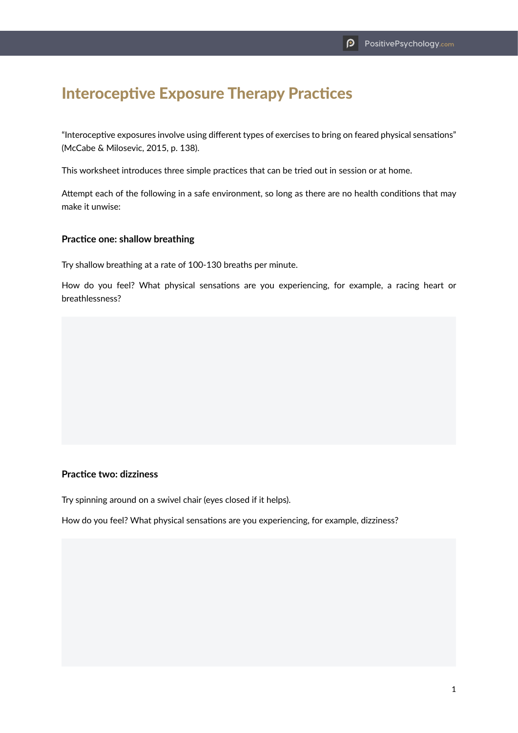# Interoceptive Exposure Therapy Practices

"Interoceptive exposures involve using different types of exercises to bring on feared physical sensations" (McCabe & Milosevic, 2015, p. 138).

This worksheet introduces three simple practices that can be tried out in session or at home.

Attempt each of the following in a safe environment, so long as there are no health conditions that may make it unwise:

### Practice one: shallow breathing

Try shallow breathing at a rate of 100-130 breaths per minute.

How do you feel? What physical sensations are you experiencing, for example, a racing heart or breathlessness?

### Practice two: dizziness

Try spinning around on a swivel chair (eyes closed if it helps).

How do you feel? What physical sensations are you experiencing, for example, dizziness?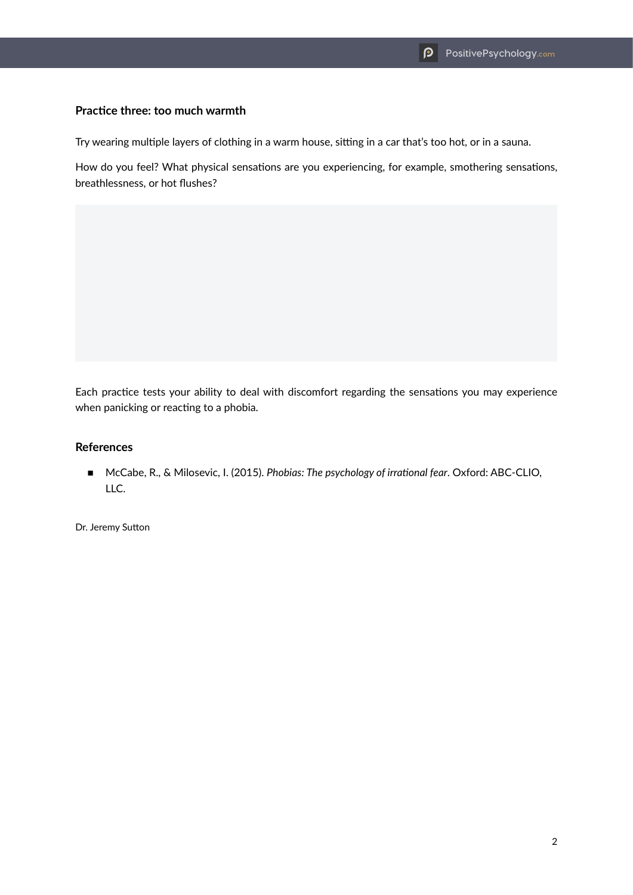### Practice three: too much warmth

Try wearing multiple layers of clothing in a warm house, sitting in a car that's too hot, or in a sauna.

How do you feel? What physical sensations are you experiencing, for example, smothering sensations, breathlessness, or hot flushes?

Each practice tests your ability to deal with discomfort regarding the sensations you may experience when panicking or reacting to a phobia.

### References

- McCabe, R., & Milosevic, I. (2015). *Phobias: The psychology of irrational fear*. Oxford: ABC-CLIO, LLC.

Dr. Jeremy Sutton